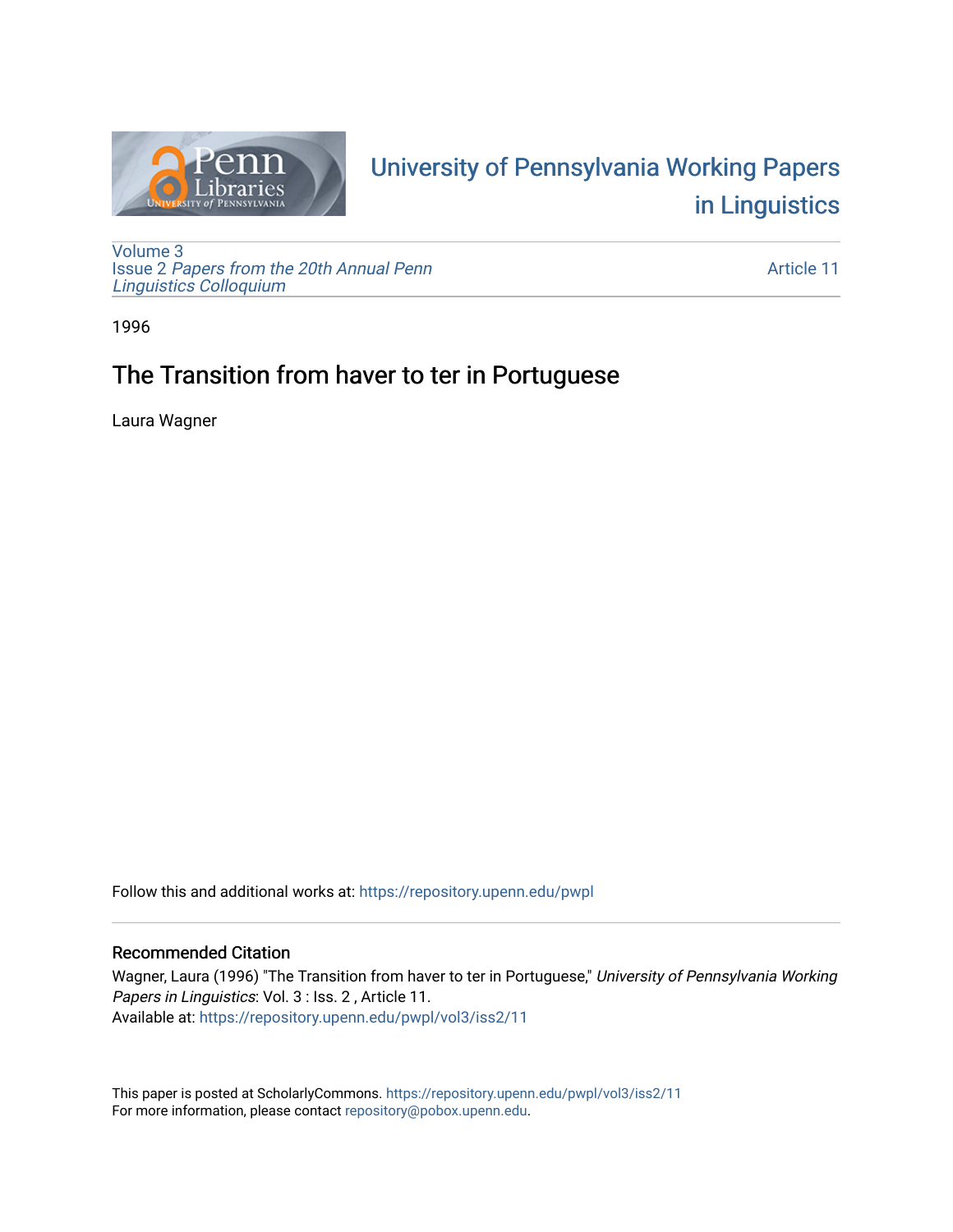# University of Pennsylvania Working Papers in Linguistics

Volume 3
Issue 2 *Papers from the 20th Annual Penn Linguistics Colloquium*

Article 11

1996

## The Transition from haver to ter in Portuguese

Laura Wagner

Follow this and additional works at: https://repository.upenn.edu/pwpl

### Recommended Citation

Wagner, Laura (1996) "The Transition from haver to ter in Portuguese," *University of Pennsylvania Working Papers in Linguistics*: Vol. 3 : Iss. 2 , Article 11.
Available at: https://repository.upenn.edu/pwpl/vol3/iss2/11

This paper is posted at ScholarlyCommons. https://repository.upenn.edu/pwpl/vol3/iss2/11
For more information, please contact repository@pobox.upenn.edu.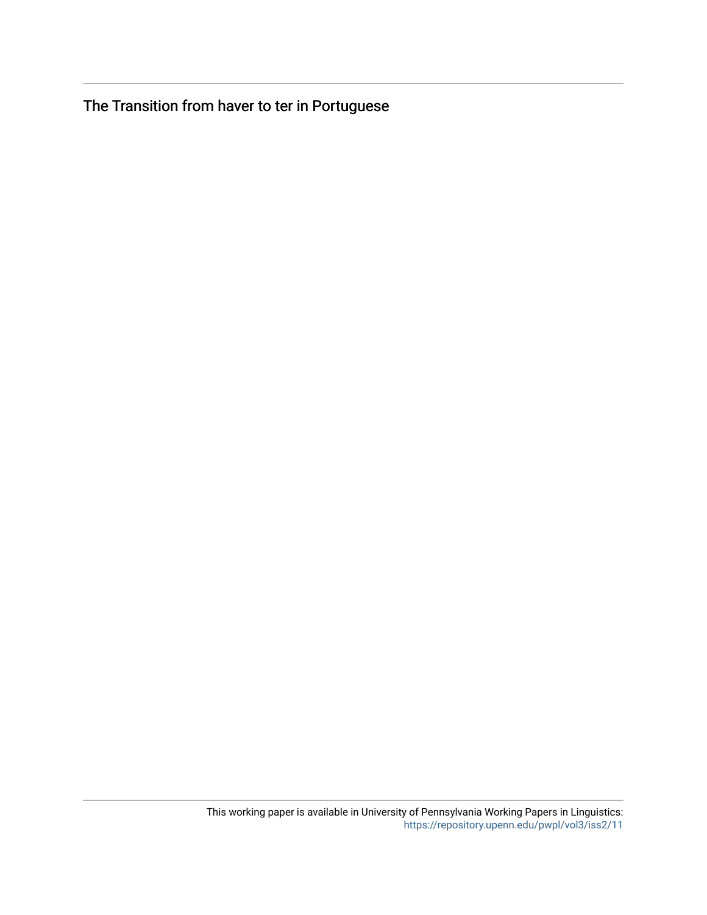The Transition from haver to ter in Portuguese

This working paper is available in University of Pennsylvania Working Papers in Linguistics: https://repository.upenn.edu/pwpl/vol3/iss2/11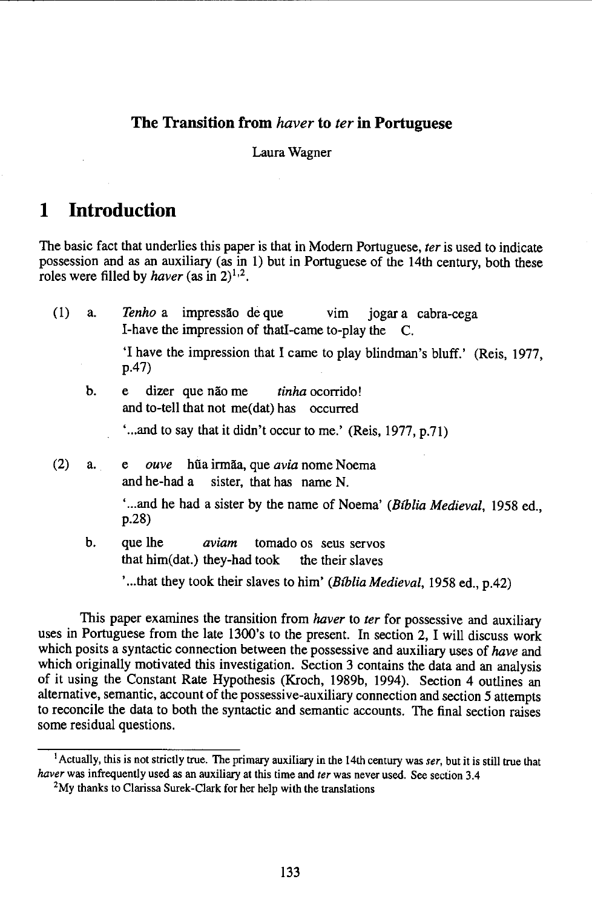## The Transition from *haver* to *ter* in Portuguese

Laura Wagner

# 1 Introduction

The basic fact that underlies this paper is that in Modern Portuguese, *ter* is used to indicate possession and as an auxiliary (as in 1) but in Portuguese of the 14th century, both these roles were filled by *haver* (as in 2)[1,2].

(1) a. *Tenho* a impressão de que vim jogar a cabra-cega
I-have the impression of thatI-came to-play the C.

'I have the impression that I came to play blindman's bluff.' (Reis, 1977, p.47)

b. e dizer que não me *tinha* ocorrido!
and to-tell that not me(dat) has occurred

'...and to say that it didn't occur to me.' (Reis, 1977, p.71)

(2) a. e *ouve* hũa irmãa, que *avia* nome Noema
and he-had a sister, that has name N.

'...and he had a sister by the name of Noema' (*Bíblia Medieval*, 1958 ed., p.28)

b. que lhe *aviam* tomado os seus servos
that him(dat.) they-had took the their slaves

'...that they took their slaves to him' (*Bíblia Medieval*, 1958 ed., p.42)

This paper examines the transition from *haver* to *ter* for possessive and auxiliary uses in Portuguese from the late 1300's to the present. In section 2, I will discuss work which posits a syntactic connection between the possessive and auxiliary uses of *have* and which originally motivated this investigation. Section 3 contains the data and an analysis of it using the Constant Rate Hypothesis (Kroch, 1989b, 1994). Section 4 outlines an alternative, semantic, account of the possessive-auxiliary connection and section 5 attempts to reconcile the data to both the syntactic and semantic accounts. The final section raises some residual questions.

[1] Actually, this is not strictly true. The primary auxiliary in the 14th century was *ser*, but it is still true that *haver* was infrequently used as an auxiliary at this time and *ter* was never used. See section 3.4

[2] My thanks to Clarissa Surek-Clark for her help with the translations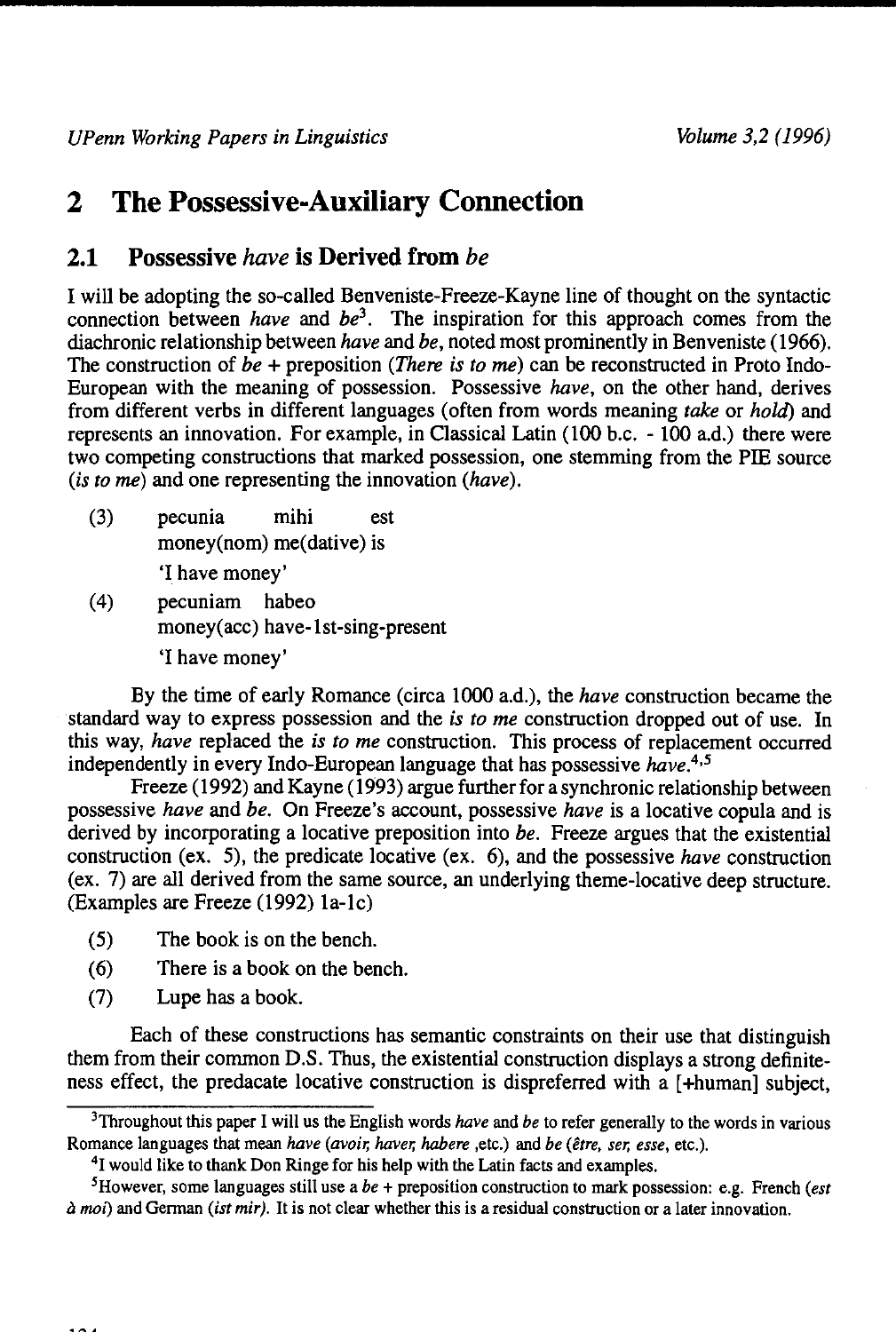## 2 The Possessive-Auxiliary Connection

### 2.1 Possessive *have* is Derived from *be*

I will be adopting the so-called Benveniste-Freeze-Kayne line of thought on the syntactic connection between *have* and *be*[3]. The inspiration for this approach comes from the diachronic relationship between *have* and *be*, noted most prominently in Benveniste (1966). The construction of *be* + preposition (*There is to me*) can be reconstructed in Proto Indo-European with the meaning of possession. Possessive *have*, on the other hand, derives from different verbs in different languages (often from words meaning *take* or *hold*) and represents an innovation. For example, in Classical Latin (100 b.c. - 100 a.d.) there were two competing constructions that marked possession, one stemming from the PIE source (*is to me*) and one representing the innovation (*have*).

(3) pecunia mihi est
money(nom) me(dative) is
'I have money'

(4) pecuniam habeo
money(acc) have-1st-sing-present
'I have money'

By the time of early Romance (circa 1000 a.d.), the *have* construction became the standard way to express possession and the *is to me* construction dropped out of use. In this way, *have* replaced the *is to me* construction. This process of replacement occurred independently in every Indo-European language that has possessive *have*.[4,5]

Freeze (1992) and Kayne (1993) argue further for a synchronic relationship between possessive *have* and *be*. On Freeze's account, possessive *have* is a locative copula and is derived by incorporating a locative preposition into *be*. Freeze argues that the existential construction (ex. 5), the predicate locative (ex. 6), and the possessive *have* construction (ex. 7) are all derived from the same source, an underlying theme-locative deep structure. (Examples are Freeze (1992) 1a-1c)

(5) The book is on the bench.

(6) There is a book on the bench.

(7) Lupe has a book.

Each of these constructions has semantic constraints on their use that distinguish them from their common D.S. Thus, the existential construction displays a strong definiteness effect, the predacate locative construction is dispreferred with a [+human] subject,

---

[3] Throughout this paper I will us the English words *have* and *be* to refer generally to the words in various Romance languages that mean *have* (*avoir, haver, habere* ,etc.) and *be* (*être, ser, esse*, etc.).

[4] I would like to thank Don Ringe for his help with the Latin facts and examples.

[5] However, some languages still use a *be* + preposition construction to mark possession: e.g. French (*est à moi*) and German (*ist mir*). It is not clear whether this is a residual construction or a later innovation.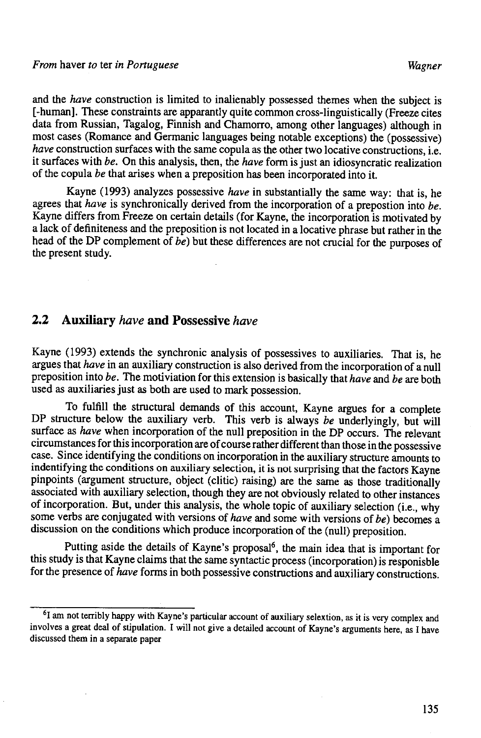and the *have* construction is limited to inalienably possessed themes when the subject is [-human]. These constraints are apparently quite common cross-linguistically (Freeze cites data from Russian, Tagalog, Finnish and Chamorro, among other languages) although in most cases (Romance and Germanic languages being notable exceptions) the (possessive) *have* construction surfaces with the same copula as the other two locative constructions, i.e. it surfaces with *be*. On this analysis, then, the *have* form is just an idiosyncratic realization of the copula *be* that arises when a preposition has been incorporated into it.

Kayne (1993) analyzes possessive *have* in substantially the same way: that is, he agrees that *have* is synchronically derived from the incorporation of a prepostion into *be*. Kayne differs from Freeze on certain details (for Kayne, the incorporation is motivated by a lack of definiteness and the preposition is not located in a locative phrase but rather in the head of the DP complement of *be*) but these differences are not crucial for the purposes of the present study.

## 2.2 Auxiliary *have* and Possessive *have*

Kayne (1993) extends the synchronic analysis of possessives to auxiliaries. That is, he argues that *have* in an auxiliary construction is also derived from the incorporation of a null preposition into *be*. The motiviation for this extension is basically that *have* and *be* are both used as auxiliaries just as both are used to mark possession.

To fulfill the structural demands of this account, Kayne argues for a complete DP structure below the auxiliary verb. This verb is always *be* underlyingly, but will surface as *have* when incorporation of the null preposition in the DP occurs. The relevant circumstances for this incorporation are of course rather different than those in the possessive case. Since identifying the conditions on incorporation in the auxiliary structure amounts to indentifying the conditions on auxiliary selection, it is not surprising that the factors Kayne pinpoints (argument structure, object (clitic) raising) are the same as those traditionally associated with auxiliary selection, though they are not obviously related to other instances of incorporation. But, under this analysis, the whole topic of auxiliary selection (i.e., why some verbs are conjugated with versions of *have* and some with versions of *be*) becomes a discussion on the conditions which produce incorporation of the (null) preposition.

Putting aside the details of Kayne's proposal[6], the main idea that is important for this study is that Kayne claims that the same syntactic process (incorporation) is responisble for the presence of *have* forms in both possessive constructions and auxiliary constructions.

[6] I am not terribly happy with Kayne's particular account of auxiliary selextion, as it is very complex and involves a great deal of stipulation. I will not give a detailed account of Kayne's arguments here, as I have discussed them in a separate paper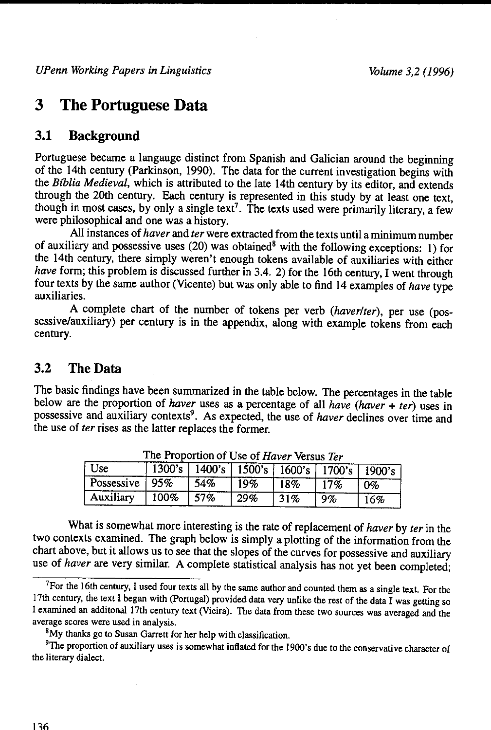# 3 The Portuguese Data

## 3.1 Background

Portuguese became a langauge distinct from Spanish and Galician around the beginning of the 14th century (Parkinson, 1990). The data for the current investigation begins with the *Bíblia Medieval*, which is attributed to the late 14th century by its editor, and extends through the 20th century. Each century is represented in this study by at least one text, though in most cases, by only a single text[7]. The texts used were primarily literary, a few were philosophical and one was a history.

All instances of *haver* and *ter* were extracted from the texts until a minimum number of auxiliary and possessive uses (20) was obtained[8] with the following exceptions: 1) for the 14th century, there simply weren't enough tokens available of auxiliaries with either *have* form; this problem is discussed further in 3.4. 2) for the 16th century, I went through four texts by the same author (Vicente) but was only able to find 14 examples of *have* type auxiliaries.

A complete chart of the number of tokens per verb (*haver/ter*), per use (possessive/auxiliary) per century is in the appendix, along with example tokens from each century.

## 3.2 The Data

The basic findings have been summarized in the table below. The percentages in the table below are the proportion of *haver* uses as a percentage of all *have* (*haver* + *ter*) uses in possessive and auxiliary contexts[9]. As expected, the use of *haver* declines over time and the use of *ter* rises as the latter replaces the former.

The Proportion of Use of *Haver* Versus *Ter*

| Use | 1300's | 1400's | 1500's | 1600's | 1700's | 1900's |
|---|---|---|---|---|---|---|
| Possessive | 95% | 54% | 19% | 18% | 17% | 0% |
| Auxiliary | 100% | 57% | 29% | 31% | 9% | 16% |

What is somewhat more interesting is the rate of replacement of *haver* by *ter* in the two contexts examined. The graph below is simply a plotting of the information from the chart above, but it allows us to see that the slopes of the curves for possessive and auxiliary use of *haver* are very similar. A complete statistical analysis has not yet been completed;

[7] For the 16th century, I used four texts all by the same author and counted them as a single text. For the 17th century, the text I began with (Portugal) provided data very unlike the rest of the data I was getting so I examined an additonal 17th century text (Vieira). The data from these two sources was averaged and the average scores were used in analysis.

[8] My thanks go to Susan Garrett for her help with classification.

[9] The proportion of auxiliary uses is somewhat inflated for the 1900's due to the conservative character of the literary dialect.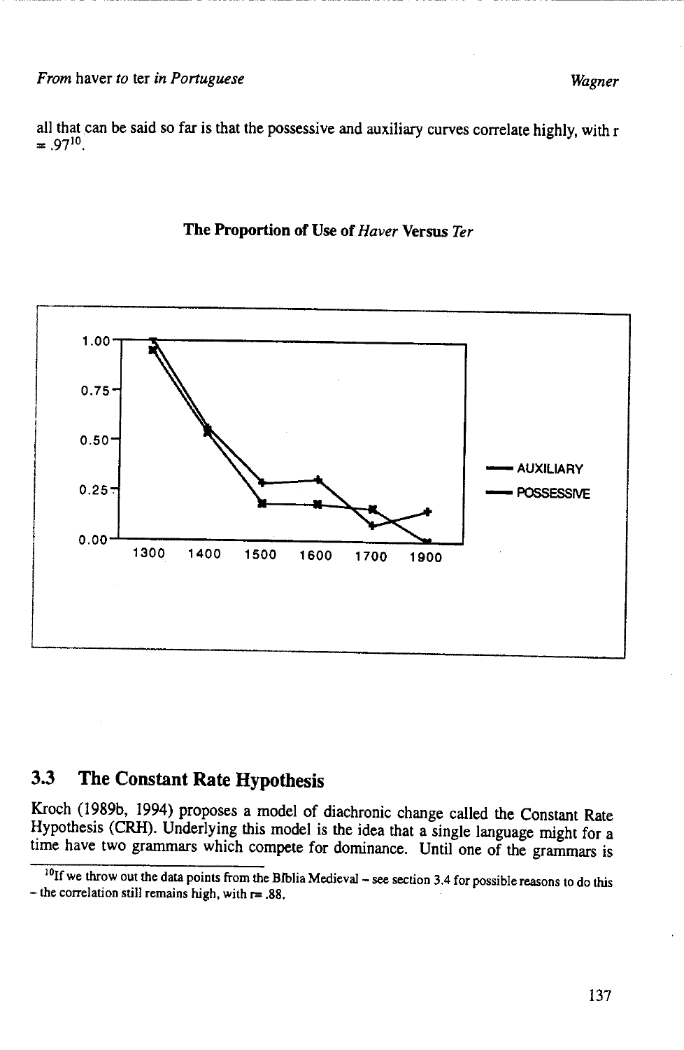all that can be said so far is that the possessive and auxiliary curves correlate highly, with r = .97[10].

**The Proportion of Use of *Haver* Versus *Ter***

## 3.3 The Constant Rate Hypothesis

Kroch (1989b, 1994) proposes a model of diachronic change called the Constant Rate Hypothesis (CRH). Underlying this model is the idea that a single language might for a time have two grammars which compete for dominance. Until one of the grammars is

---

[10] If we throw out the data points from the Bíblia Medieval – see section 3.4 for possible reasons to do this – the correlation still remains high, with r= .88.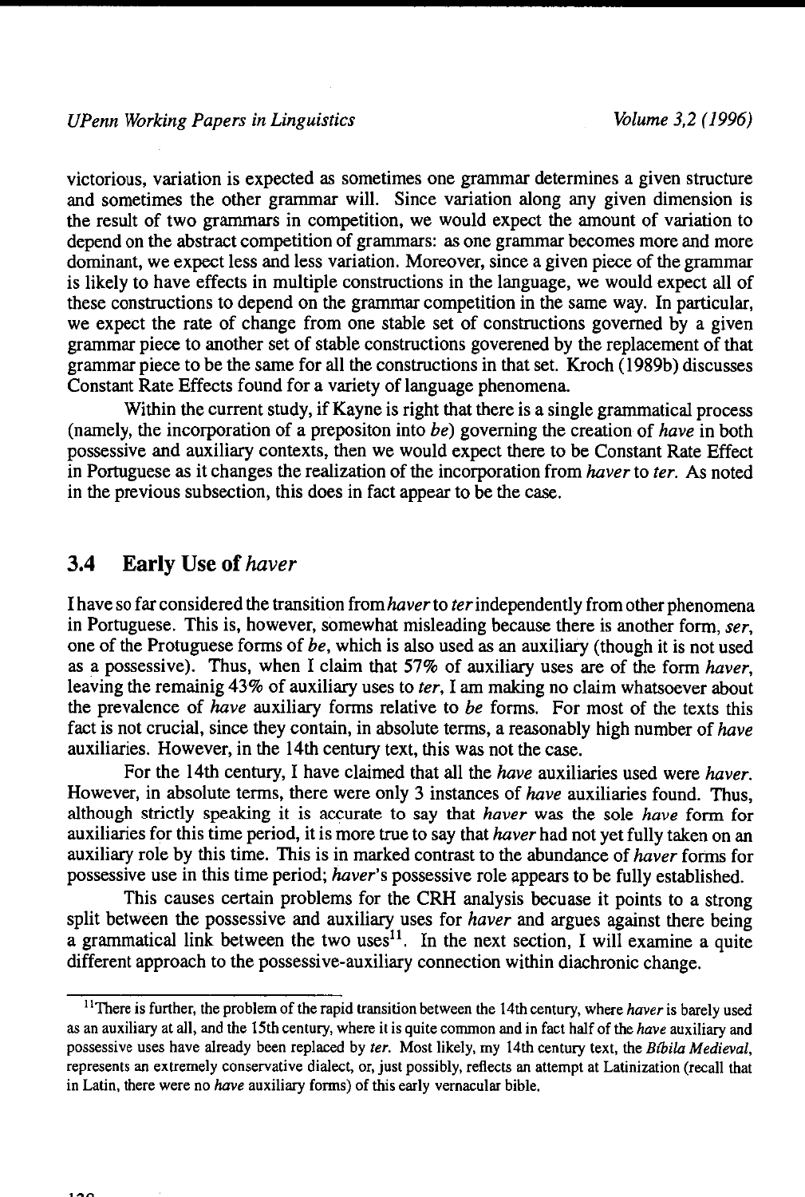victorious, variation is expected as sometimes one grammar determines a given structure and sometimes the other grammar will. Since variation along any given dimension is the result of two grammars in competition, we would expect the amount of variation to depend on the abstract competition of grammars: as one grammar becomes more and more dominant, we expect less and less variation. Moreover, since a given piece of the grammar is likely to have effects in multiple constructions in the language, we would expect all of these constructions to depend on the grammar competition in the same way. In particular, we expect the rate of change from one stable set of constructions governed by a given grammar piece to another set of stable constructions goverened by the replacement of that grammar piece to be the same for all the constructions in that set. Kroch (1989b) discusses Constant Rate Effects found for a variety of language phenomena.

Within the current study, if Kayne is right that there is a single grammatical process (namely, the incorporation of a prepositon into *be*) governing the creation of *have* in both possessive and auxiliary contexts, then we would expect there to be Constant Rate Effect in Portuguese as it changes the realization of the incorporation from *haver* to *ter*. As noted in the previous subsection, this does in fact appear to be the case.

## 3.4 Early Use of *haver*

I have so far considered the transition from *haver* to *ter* independently from other phenomena in Portuguese. This is, however, somewhat misleading because there is another form, *ser*, one of the Protuguese forms of *be*, which is also used as an auxiliary (though it is not used as a possessive). Thus, when I claim that 57% of auxiliary uses are of the form *haver*, leaving the remainig 43% of auxiliary uses to *ter*, I am making no claim whatsoever about the prevalence of *have* auxiliary forms relative to *be* forms. For most of the texts this fact is not crucial, since they contain, in absolute terms, a reasonably high number of *have* auxiliaries. However, in the 14th century text, this was not the case.

For the 14th century, I have claimed that all the *have* auxiliaries used were *haver*. However, in absolute terms, there were only 3 instances of *have* auxiliaries found. Thus, although strictly speaking it is accurate to say that *haver* was the sole *have* form for auxiliaries for this time period, it is more true to say that *haver* had not yet fully taken on an auxiliary role by this time. This is in marked contrast to the abundance of *haver* forms for possessive use in this time period; *haver*'s possessive role appears to be fully established.

This causes certain problems for the CRH analysis becuase it points to a strong split between the possessive and auxiliary uses for *haver* and argues against there being a grammatical link between the two uses[11]. In the next section, I will examine a quite different approach to the possessive-auxiliary connection within diachronic change.

[11] There is further, the problem of the rapid transition between the 14th century, where *haver* is barely used as an auxiliary at all, and the 15th century, where it is quite common and in fact half of the *have* auxiliary and possessive uses have already been replaced by *ter*. Most likely, my 14th century text, the *Bíbila Medieval*, represents an extremely conservative dialect, or, just possibly, reflects an attempt at Latinization (recall that in Latin, there were no *have* auxiliary forms) of this early vernacular bible.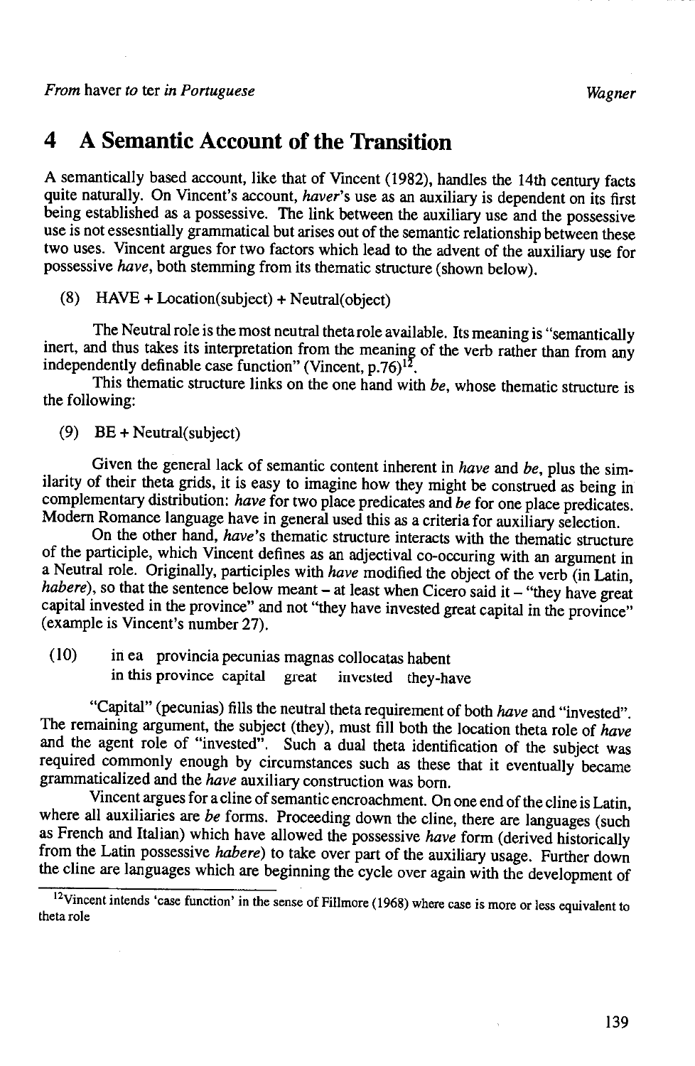## 4 A Semantic Account of the Transition

A semantically based account, like that of Vincent (1982), handles the 14th century facts quite naturally. On Vincent's account, *haver*'s use as an auxiliary is dependent on its first being established as a possessive. The link between the auxiliary use and the possessive use is not essesntially grammatical but arises out of the semantic relationship between these two uses. Vincent argues for two factors which lead to the advent of the auxiliary use for possessive *have*, both stemming from its thematic structure (shown below).

(8) HAVE + Location(subject) + Neutral(object)

The Neutral role is the most neutral theta role available. Its meaning is "semantically inert, and thus takes its interpretation from the meaning of the verb rather than from any independently definable case function" (Vincent, p.76)[12].

This thematic structure links on the one hand with *be*, whose thematic structure is the following:

(9) BE + Neutral(subject)

Given the general lack of semantic content inherent in *have* and *be*, plus the similarity of their theta grids, it is easy to imagine how they might be construed as being in complementary distribution: *have* for two place predicates and *be* for one place predicates. Modern Romance language have in general used this as a criteria for auxiliary selection.

On the other hand, *have*'s thematic structure interacts with the thematic structure of the participle, which Vincent defines as an adjectival co-occuring with an argument in a Neutral role. Originally, participles with *have* modified the object of the verb (in Latin, *habere*), so that the sentence below meant – at least when Cicero said it – "they have great capital invested in the province" and not "they have invested great capital in the province" (example is Vincent's number 27).

(10) in ea provincia pecunias magnas collocatas habent
in this province capital great invested they-have

"Capital" (pecunias) fills the neutral theta requirement of both *have* and "invested". The remaining argument, the subject (they), must fill both the location theta role of *have* and the agent role of "invested". Such a dual theta identification of the subject was required commonly enough by circumstances such as these that it eventually became grammaticalized and the *have* auxiliary construction was born.

Vincent argues for a cline of semantic encroachment. On one end of the cline is Latin, where all auxiliaries are *be* forms. Proceeding down the cline, there are languages (such as French and Italian) which have allowed the possessive *have* form (derived historically from the Latin possessive *habere*) to take over part of the auxiliary usage. Further down the cline are languages which are beginning the cycle over again with the development of

[12] Vincent intends 'case function' in the sense of Fillmore (1968) where case is more or less equivalent to theta role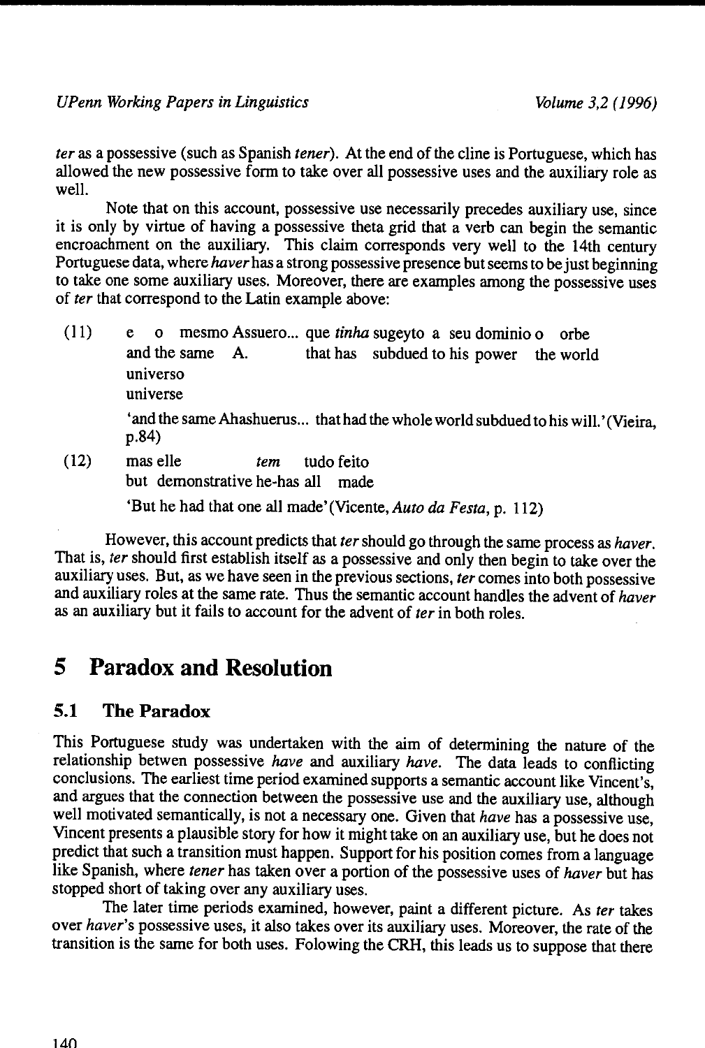*ter* as a possessive (such as Spanish *tener*). At the end of the cline is Portuguese, which has allowed the new possessive form to take over all possessive uses and the auxiliary role as well.

Note that on this account, possessive use necessarily precedes auxiliary use, since it is only by virtue of having a possessive theta grid that a verb can begin the semantic encroachment on the auxiliary. This claim corresponds very well to the 14th century Portuguese data, where *haver* has a strong possessive presence but seems to be just beginning to take one some auxiliary uses. Moreover, there are examples among the possessive uses of *ter* that correspond to the Latin example above:

(11) e o mesmo Assuero... que *tinha* sugeyto a seu dominio o orbe universo
and the same A. that has subdued to his power the world universe

'and the same Ahashuerus... that had the whole world subdued to his will.' (Vieira, p.84)

(12) mas elle *tem* tudo feito
but demonstrative he-has all made

'But he had that one all made' (Vicente, *Auto da Festa*, p. 112)

However, this account predicts that *ter* should go through the same process as *haver*. That is, *ter* should first establish itself as a possessive and only then begin to take over the auxiliary uses. But, as we have seen in the previous sections, *ter* comes into both possessive and auxiliary roles at the same rate. Thus the semantic account handles the advent of *haver* as an auxiliary but it fails to account for the advent of *ter* in both roles.

# 5 Paradox and Resolution

## 5.1 The Paradox

This Portuguese study was undertaken with the aim of determining the nature of the relationship betwen possessive *have* and auxiliary *have*. The data leads to conflicting conclusions. The earliest time period examined supports a semantic account like Vincent's, and argues that the connection between the possessive use and the auxiliary use, although well motivated semantically, is not a necessary one. Given that *have* has a possessive use, Vincent presents a plausible story for how it might take on an auxiliary use, but he does not predict that such a transition must happen. Support for his position comes from a language like Spanish, where *tener* has taken over a portion of the possessive uses of *haver* but has stopped short of taking over any auxiliary uses.

The later time periods examined, however, paint a different picture. As *ter* takes over *haver*'s possessive uses, it also takes over its auxiliary uses. Moreover, the rate of the transition is the same for both uses. Folowing the CRH, this leads us to suppose that there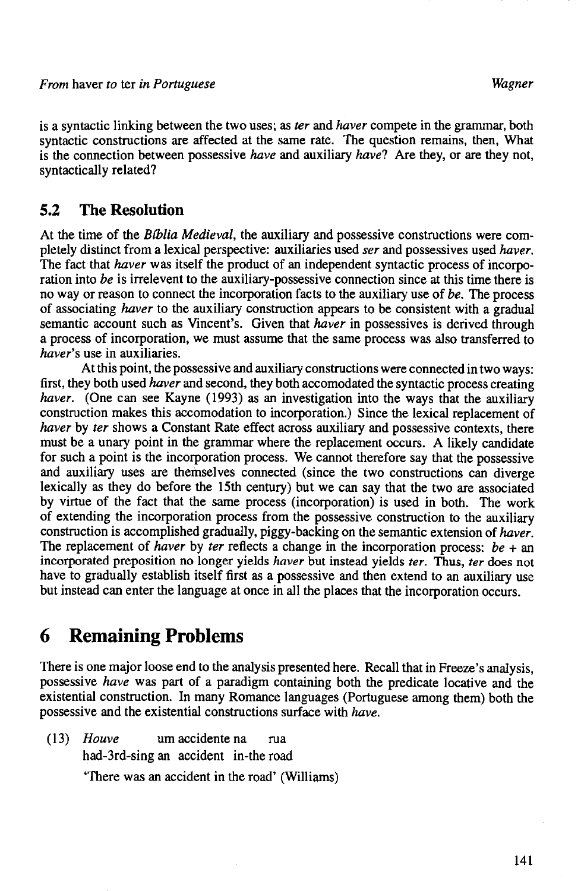is a syntactic linking between the two uses; as *ter* and *haver* compete in the grammar, both syntactic constructions are affected at the same rate. The question remains, then, What is the connection between possessive *have* and auxiliary *have*? Are they, or are they not, syntactically related?

## 5.2 The Resolution

At the time of the *Bíblia Medieval*, the auxiliary and possessive constructions were completely distinct from a lexical perspective: auxiliaries used *ser* and possessives used *haver*. The fact that *haver* was itself the product of an independent syntactic process of incorporation into *be* is irrelevent to the auxiliary-possessive connection since at this time there is no way or reason to connect the incorporation facts to the auxiliary use of *be*. The process of associating *haver* to the auxiliary construction appears to be consistent with a gradual semantic account such as Vincent's. Given that *haver* in possessives is derived through a process of incorporation, we must assume that the same process was also transferred to *haver*'s use in auxiliaries.

At this point, the possessive and auxiliary constructions were connected in two ways: first, they both used *haver* and second, they both accomodated the syntactic process creating *haver*. (One can see Kayne (1993) as an investigation into the ways that the auxiliary construction makes this accomodation to incorporation.) Since the lexical replacement of *haver* by *ter* shows a Constant Rate effect across auxiliary and possessive contexts, there must be a unary point in the grammar where the replacement occurs. A likely candidate for such a point is the incorporation process. We cannot therefore say that the possessive and auxiliary uses are themselves connected (since the two constructions can diverge lexically as they do before the 15th century) but we can say that the two are associated by virtue of the fact that the same process (incorporation) is used in both. The work of extending the incorporation process from the possessive construction to the auxiliary construction is accomplished gradually, piggy-backing on the semantic extension of *haver*. The replacement of *haver* by *ter* reflects a change in the incorporation process: *be* + an incorporated preposition no longer yields *haver* but instead yields *ter*. Thus, *ter* does not have to gradually establish itself first as a possessive and then extend to an auxiliary use but instead can enter the language at once in all the places that the incorporation occurs.

# 6 Remaining Problems

There is one major loose end to the analysis presented here. Recall that in Freeze's analysis, possessive *have* was part of a paradigm containing both the predicate locative and the existential construction. In many Romance languages (Portuguese among them) both the possessive and the existential constructions surface with *have*.

(13) *Houve* um accidente na rua
had-3rd-sing an accident in-the road
'There was an accident in the road' (Williams)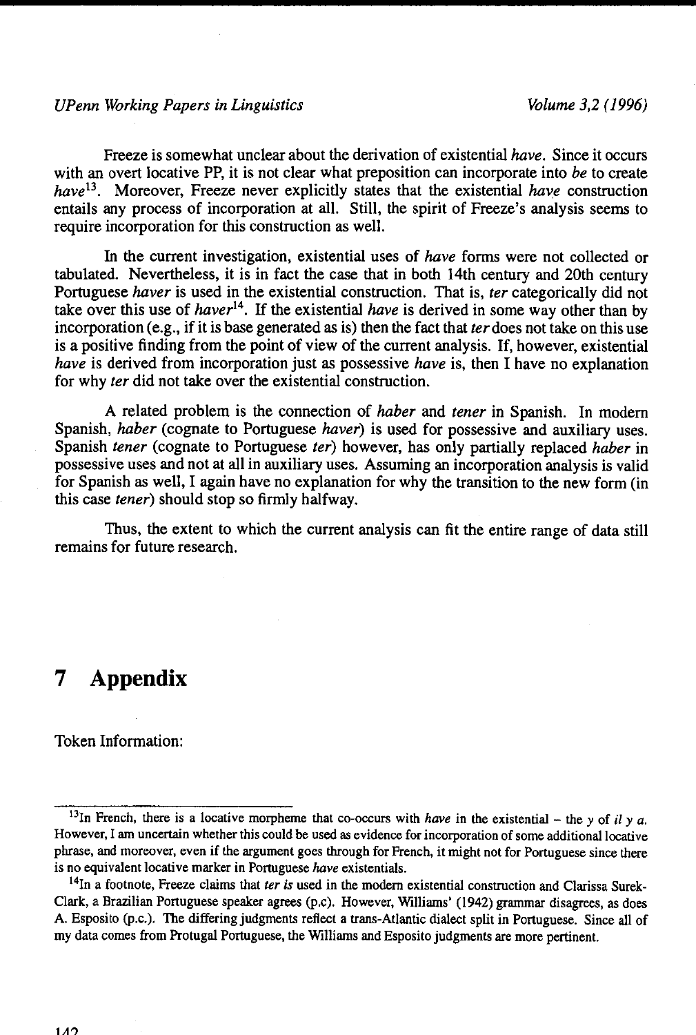Freeze is somewhat unclear about the derivation of existential *have*. Since it occurs with an overt locative PP, it is not clear what preposition can incorporate into *be* to create *have*[13]. Moreover, Freeze never explicitly states that the existential *have* construction entails any process of incorporation at all. Still, the spirit of Freeze's analysis seems to require incorporation for this construction as well.

In the current investigation, existential uses of *have* forms were not collected or tabulated. Nevertheless, it is in fact the case that in both 14th century and 20th century Portuguese *haver* is used in the existential construction. That is, *ter* categorically did not take over this use of *haver*[14]. If the existential *have* is derived in some way other than by incorporation (e.g., if it is base generated as is) then the fact that *ter* does not take on this use is a positive finding from the point of view of the current analysis. If, however, existential *have* is derived from incorporation just as possessive *have* is, then I have no explanation for why *ter* did not take over the existential construction.

A related problem is the connection of *haber* and *tener* in Spanish. In modern Spanish, *haber* (cognate to Portuguese *haver*) is used for possessive and auxiliary uses. Spanish *tener* (cognate to Portuguese *ter*) however, has only partially replaced *haber* in possessive uses and not at all in auxiliary uses. Assuming an incorporation analysis is valid for Spanish as well, I again have no explanation for why the transition to the new form (in this case *tener*) should stop so firmly halfway.

Thus, the extent to which the current analysis can fit the entire range of data still remains for future research.

# 7 Appendix

Token Information:

[13]In French, there is a locative morpheme that co-occurs with *have* in the existential – the *y* of *il y a*. However, I am uncertain whether this could be used as evidence for incorporation of some additional locative phrase, and moreover, even if the argument goes through for French, it might not for Portuguese since there is no equivalent locative marker in Portuguese *have* existentials.

[14]In a footnote, Freeze claims that *ter is* used in the modern existential construction and Clarissa Surek-Clark, a Brazilian Portuguese speaker agrees (p.c). However, Williams' (1942) grammar disagrees, as does A. Esposito (p.c.). The differing judgments reflect a trans-Atlantic dialect split in Portuguese. Since all of my data comes from Protugal Portuguese, the Williams and Esposito judgments are more pertinent.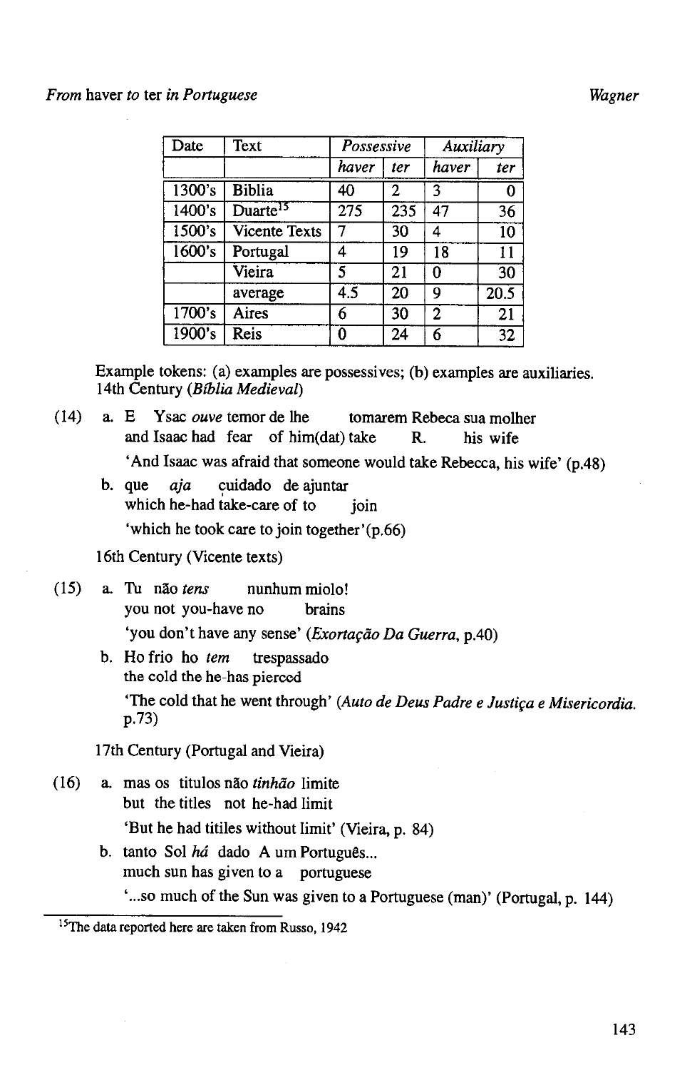| Date | Text | *Possessive* | | *Auxiliary* | |
|---|---|---|---|---|---|
| | | *haver* | *ter* | *haver* | *ter* |
| 1300's | Biblia | 40 | 2 | 3 | 0 |
| 1400's | Duarte[15] | 275 | 235 | 47 | 36 |
| 1500's | Vicente Texts | 7 | 30 | 4 | 10 |
| 1600's | Portugal | 4 | 19 | 18 | 11 |
| | Vieira | 5 | 21 | 0 | 30 |
| | average | 4.5 | 20 | 9 | 20.5 |
| 1700's | Aires | 6 | 30 | 2 | 21 |
| 1900's | Reis | 0 | 24 | 6 | 32 |

Example tokens: (a) examples are possessives; (b) examples are auxiliaries.
14th Century (*Bíblia Medieval*)

(14) a. E Ysac *ouve* temor de lhe tomarem Rebeca sua molher
and Isaac had fear of him(dat) take R. his wife
'And Isaac was afraid that someone would take Rebecca, his wife' (p.48)

b. que *aja* çuidado de ajuntar
which he-had take-care of to join
'which he took care to join together' (p.66)

16th Century (Vicente texts)

(15) a. Tu não *tens* nunhum miolo!
you not you-have no brains
'you don't have any sense' (*Exortação Da Guerra*, p.40)

b. Ho frio ho *tem* trespassado
the cold the he-has pierced
'The cold that he went through' (*Auto de Deus Padre e Justiça e Misericordia*. p.73)

17th Century (Portugal and Vieira)

(16) a. mas os titulos não *tinhão* limite
but the titles not he-had limit
'But he had titiles without limit' (Vieira, p. 84)

b. tanto Sol *há* dado A um Português...
much sun has given to a portuguese
'...so much of the Sun was given to a Portuguese (man)' (Portugal, p. 144)

[15] The data reported here are taken from Russo, 1942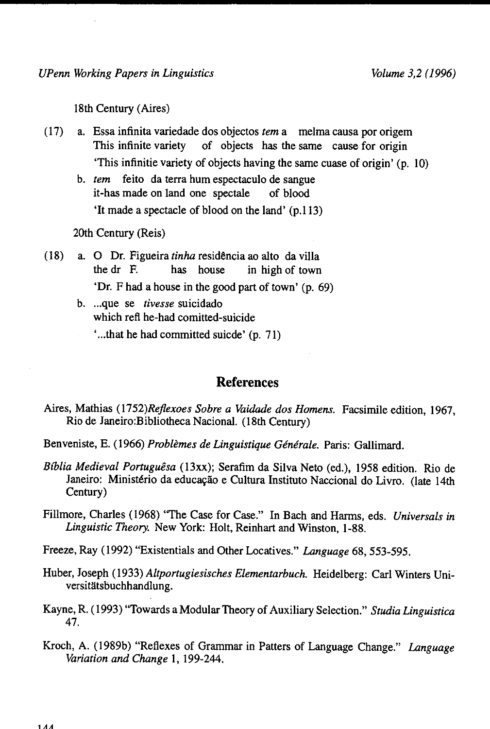18th Century (Aires)

(17) a. Essa infinita variedade dos objectos *tem* a melma causa por origem
This infinite variety of objects has the same cause for origin
'This infinitie variety of objects having the same cuase of origin' (p. 10)

b. *tem* feito da terra hum espectaculo de sangue
it-has made on land one spectale of blood
'It made a spectacle of blood on the land' (p.113)

20th Century (Reis)

(18) a. O Dr. Figueira *tinha* residência ao alto da villa
the dr F. has house in high of town
'Dr. F had a house in the good part of town' (p. 69)

b. ...que se *tivesse* suicidado
which refl he-had comitted-suicide
'...that he had committed suicde' (p. 71)

## References

Aires, Mathias (1752)*Reflexoes Sobre a Vaidade dos Homens.* Facsimile edition, 1967, Rio de Janeiro:Bibliotheca Nacional. (18th Century)

Benveniste, E. (1966) *Problèmes de Linguistique Générale.* Paris: Gallimard.

*Bíblia Medieval Portuguêsa* (13xx); Serafim da Silva Neto (ed.), 1958 edition. Rio de Janeiro: Ministério da educação e Cultura Instituto Naccional do Livro. (late 14th Century)

Fillmore, Charles (1968) "The Case for Case." In Bach and Harms, eds. *Universals in Linguistic Theory.* New York: Holt, Reinhart and Winston, 1-88.

Freeze, Ray (1992) "Existentials and Other Locatives." *Language* 68, 553-595.

Huber, Joseph (1933) *Altportugiesisches Elementarbuch.* Heidelberg: Carl Winters Universitätsbuchhandlung.

Kayne, R. (1993) "Towards a Modular Theory of Auxiliary Selection." *Studia Linguistica* 47.

Kroch, A. (1989b) "Reflexes of Grammar in Patters of Language Change." *Language Variation and Change* 1, 199-244.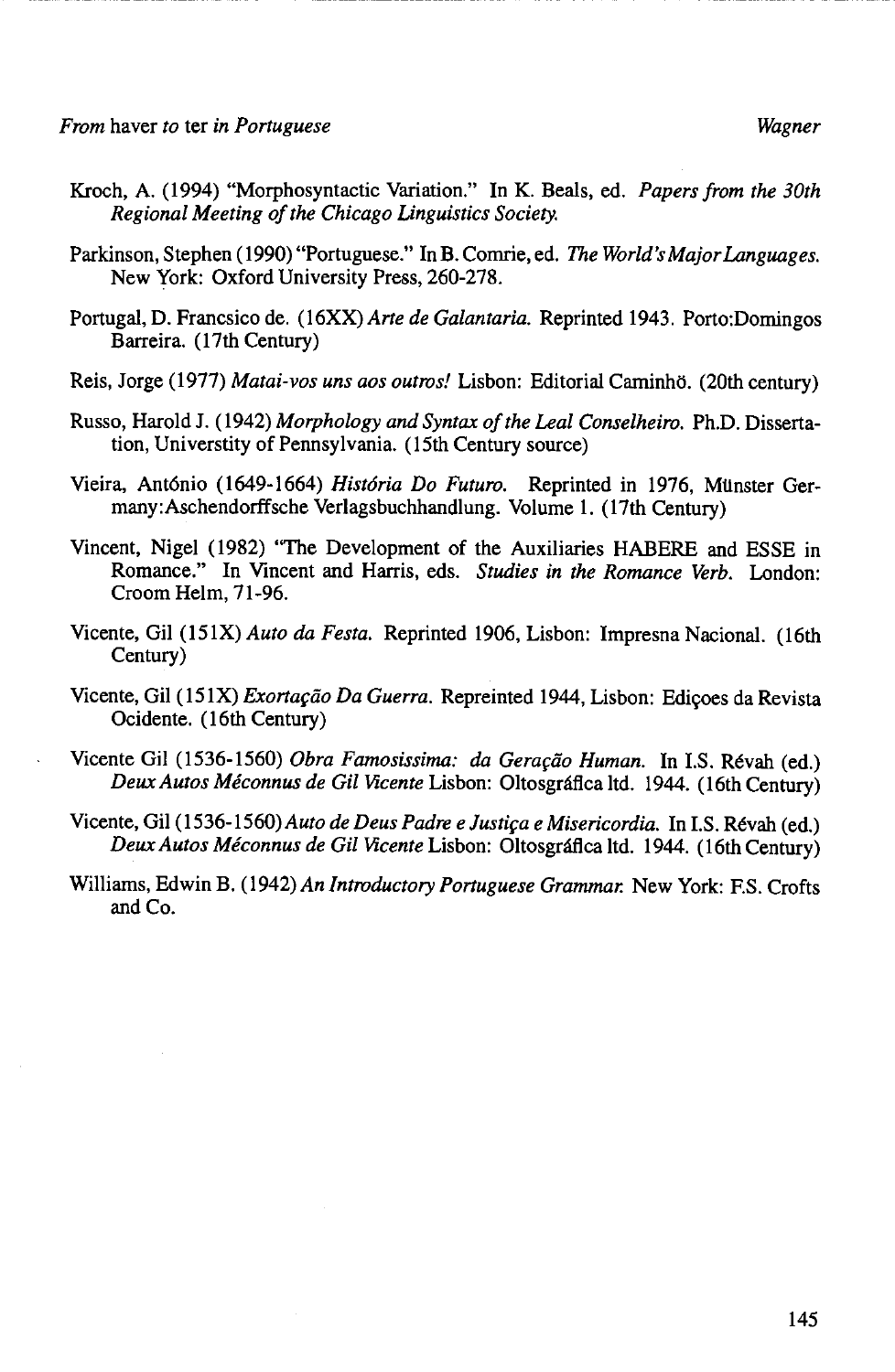Kroch, A. (1994) "Morphosyntactic Variation." In K. Beals, ed. *Papers from the 30th Regional Meeting of the Chicago Linguistics Society.*

Parkinson, Stephen (1990) "Portuguese." In B. Comrie, ed. *The World's Major Languages.* New York: Oxford University Press, 260-278.

Portugal, D. Francsico de. (16XX) *Arte de Galantaria.* Reprinted 1943. Porto:Domingos Barreira. (17th Century)

Reis, Jorge (1977) *Matai-vos uns aos outros!* Lisbon: Editorial Caminhö. (20th century)

Russo, Harold J. (1942) *Morphology and Syntax of the Leal Conselheiro.* Ph.D. Dissertation, Universtity of Pennsylvania. (15th Century source)

Vieira, António (1649-1664) *História Do Futuro.* Reprinted in 1976, Münster Germany:Aschendorffsche Verlagsbuchhandlung. Volume 1. (17th Century)

Vincent, Nigel (1982) "The Development of the Auxiliaries HABERE and ESSE in Romance." In Vincent and Harris, eds. *Studies in the Romance Verb.* London: Croom Helm, 71-96.

Vicente, Gil (151X) *Auto da Festa.* Reprinted 1906, Lisbon: Impresna Nacional. (16th Century)

Vicente, Gil (151X) *Exortação Da Guerra.* Repreinted 1944, Lisbon: Ediçoes da Revista Ocidente. (16th Century)

Vicente Gil (1536-1560) *Obra Famosissima: da Geração Human.* In I.S. Révah (ed.) *Deux Autos Méconnus de Gil Vicente* Lisbon: Oltosgráfica ltd. 1944. (16th Century)

Vicente, Gil (1536-1560) *Auto de Deus Padre e Justiça e Misericordia.* In I.S. Révah (ed.) *Deux Autos Méconnus de Gil Vicente* Lisbon: Oltosgráfica ltd. 1944. (16th Century)

Williams, Edwin B. (1942) *An Introductory Portuguese Grammar.* New York: F.S. Crofts and Co.